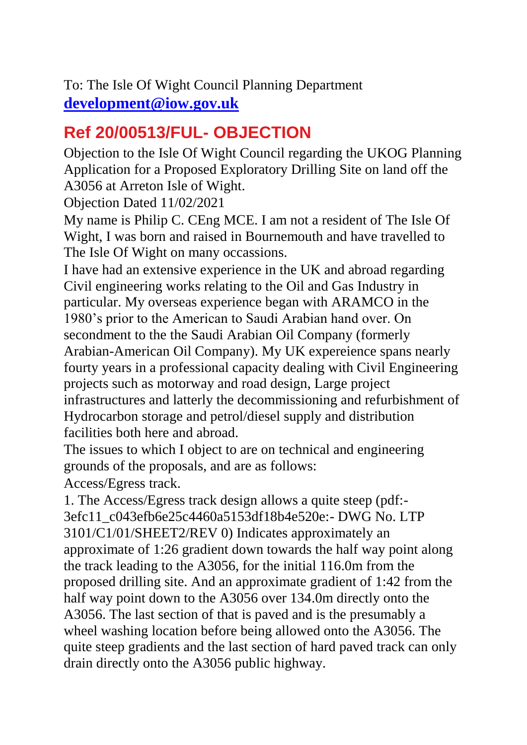To: The Isle Of Wight Council Planning Department
**development@iow.gov.uk**

## Ref 20/00513/FUL- OBJECTION

Objection to the Isle Of Wight Council regarding the UKOG Planning Application for a Proposed Exploratory Drilling Site on land off the A3056 at Arreton Isle of Wight.

Objection Dated 11/02/2021

My name is Philip C. CEng MCE. I am not a resident of The Isle Of Wight, I was born and raised in Bournemouth and have travelled to The Isle Of Wight on many occassions.

I have had an extensive experience in the UK and abroad regarding Civil engineering works relating to the Oil and Gas Industry in particular. My overseas experience began with ARAMCO in the 1980's prior to the American to Saudi Arabian hand over. On secondment to the the Saudi Arabian Oil Company (formerly Arabian-American Oil Company). My UK expereience spans nearly fourty years in a professional capacity dealing with Civil Engineering projects such as motorway and road design, Large project infrastructures and latterly the decommissioning and refurbishment of Hydrocarbon storage and petrol/diesel supply and distribution facilities both here and abroad.

The issues to which I object to are on technical and engineering grounds of the proposals, and are as follows:

Access/Egress track.

1. The Access/Egress track design allows a quite steep (pdf:- 3efc11_c043efb6e25c4460a5153df18b4e520e:- DWG No. LTP 3101/C1/01/SHEET2/REV 0) Indicates approximately an approximate of 1:26 gradient down towards the half way point along the track leading to the A3056, for the initial 116.0m from the proposed drilling site. And an approximate gradient of 1:42 from the half way point down to the A3056 over 134.0m directly onto the A3056. The last section of that is paved and is the presumably a wheel washing location before being allowed onto the A3056. The quite steep gradients and the last section of hard paved track can only drain directly onto the A3056 public highway.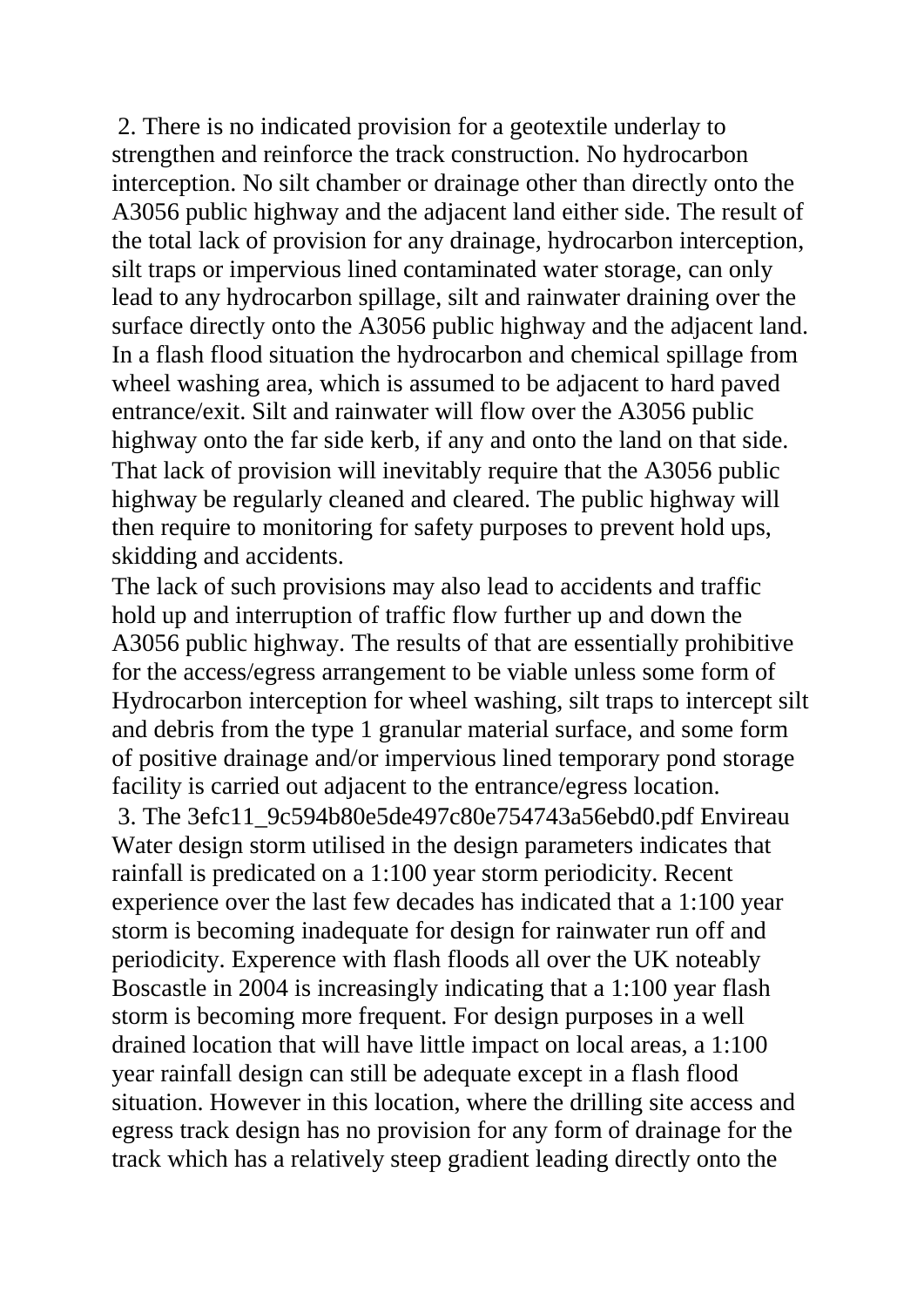2. There is no indicated provision for a geotextile underlay to strengthen and reinforce the track construction. No hydrocarbon interception. No silt chamber or drainage other than directly onto the A3056 public highway and the adjacent land either side. The result of the total lack of provision for any drainage, hydrocarbon interception, silt traps or impervious lined contaminated water storage, can only lead to any hydrocarbon spillage, silt and rainwater draining over the surface directly onto the A3056 public highway and the adjacent land. In a flash flood situation the hydrocarbon and chemical spillage from wheel washing area, which is assumed to be adjacent to hard paved entrance/exit. Silt and rainwater will flow over the A3056 public highway onto the far side kerb, if any and onto the land on that side. That lack of provision will inevitably require that the A3056 public highway be regularly cleaned and cleared. The public highway will then require to monitoring for safety purposes to prevent hold ups, skidding and accidents.

The lack of such provisions may also lead to accidents and traffic hold up and interruption of traffic flow further up and down the A3056 public highway. The results of that are essentially prohibitive for the access/egress arrangement to be viable unless some form of Hydrocarbon interception for wheel washing, silt traps to intercept silt and debris from the type 1 granular material surface, and some form of positive drainage and/or impervious lined temporary pond storage facility is carried out adjacent to the entrance/egress location.

3. The 3efc11_9c594b80e5de497c80e754743a56ebd0.pdf Envireau Water design storm utilised in the design parameters indicates that rainfall is predicated on a 1:100 year storm periodicity. Recent experience over the last few decades has indicated that a 1:100 year storm is becoming inadequate for design for rainwater run off and periodicity. Experence with flash floods all over the UK noteably Boscastle in 2004 is increasingly indicating that a 1:100 year flash storm is becoming more frequent. For design purposes in a well drained location that will have little impact on local areas, a 1:100 year rainfall design can still be adequate except in a flash flood situation. However in this location, where the drilling site access and egress track design has no provision for any form of drainage for the track which has a relatively steep gradient leading directly onto the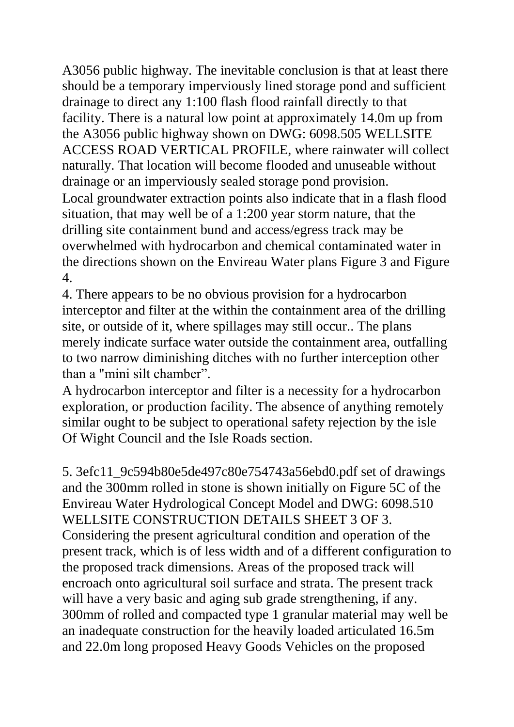A3056 public highway. The inevitable conclusion is that at least there should be a temporary imperviously lined storage pond and sufficient drainage to direct any 1:100 flash flood rainfall directly to that facility. There is a natural low point at approximately 14.0m up from the A3056 public highway shown on DWG: 6098.505 WELLSITE ACCESS ROAD VERTICAL PROFILE, where rainwater will collect naturally. That location will become flooded and unuseable without drainage or an imperviously sealed storage pond provision.
Local groundwater extraction points also indicate that in a flash flood situation, that may well be of a 1:200 year storm nature, that the drilling site containment bund and access/egress track may be overwhelmed with hydrocarbon and chemical contaminated water in the directions shown on the Envireau Water plans Figure 3 and Figure 4.

4. There appears to be no obvious provision for a hydrocarbon interceptor and filter at the within the containment area of the drilling site, or outside of it, where spillages may still occur.. The plans merely indicate surface water outside the containment area, outfalling to two narrow diminishing ditches with no further interception other than a "mini silt chamber".
A hydrocarbon interceptor and filter is a necessity for a hydrocarbon exploration, or production facility. The absence of anything remotely similar ought to be subject to operational safety rejection by the isle Of Wight Council and the Isle Roads section.

5. 3efc11_9c594b80e5de497c80e754743a56ebd0.pdf set of drawings and the 300mm rolled in stone is shown initially on Figure 5C of the Envireau Water Hydrological Concept Model and DWG: 6098.510 WELLSITE CONSTRUCTION DETAILS SHEET 3 OF 3.
Considering the present agricultural condition and operation of the present track, which is of less width and of a different configuration to the proposed track dimensions. Areas of the proposed track will encroach onto agricultural soil surface and strata. The present track will have a very basic and aging sub grade strengthening, if any. 300mm of rolled and compacted type 1 granular material may well be an inadequate construction for the heavily loaded articulated 16.5m and 22.0m long proposed Heavy Goods Vehicles on the proposed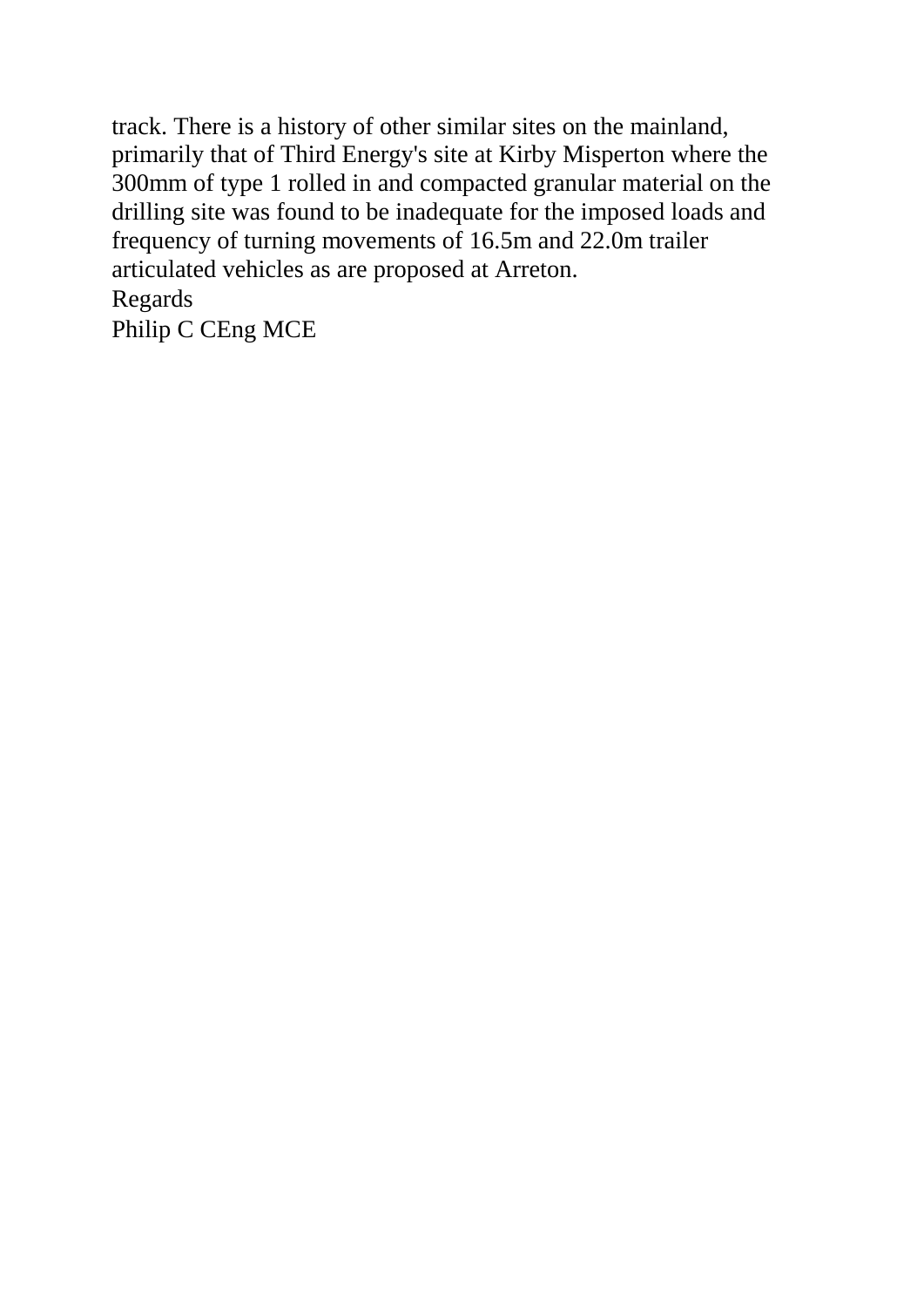track. There is a history of other similar sites on the mainland, primarily that of Third Energy's site at Kirby Misperton where the 300mm of type 1 rolled in and compacted granular material on the drilling site was found to be inadequate for the imposed loads and frequency of turning movements of 16.5m and 22.0m trailer articulated vehicles as are proposed at Arreton.

Regards

Philip C CEng MCE